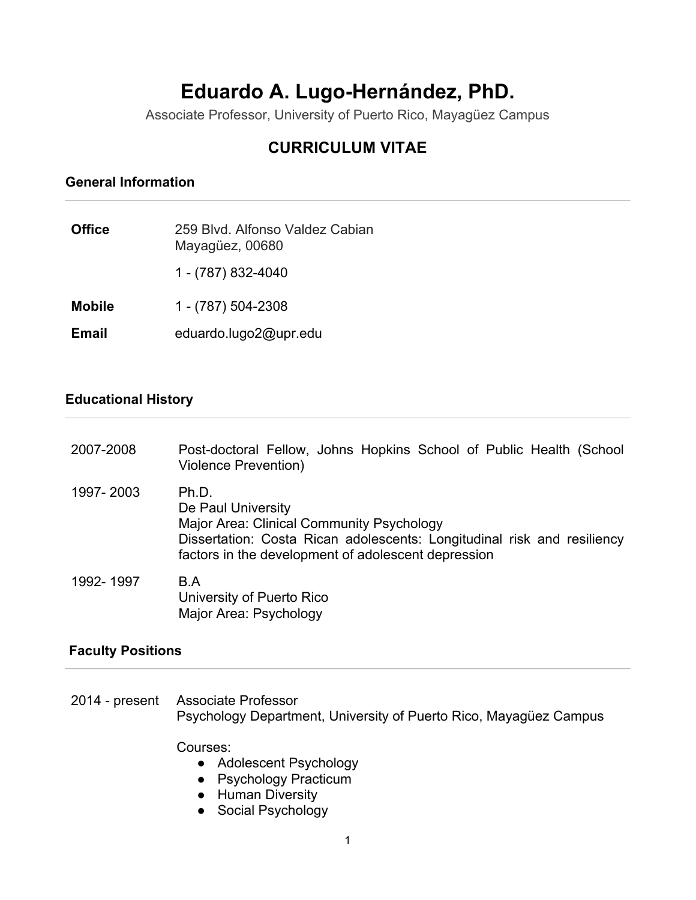# Eduardo A. Lugo-Hernández, PhD.

Associate Professor, University of Puerto Rico, Mayagüez Campus

## CURRICULUM VITAE

### General Information

| | |
|---|---|
| **Office** | 259 Blvd. Alfonso Valdez Cabian<br>Mayagüez, 00680<br>1 - (787) 832-4040 |
| **Mobile** | 1 - (787) 504-2308 |
| **Email** | eduardo.lugo2@upr.edu |

### Educational History

| | |
|---|---|
| 2007-2008 | Post-doctoral Fellow, Johns Hopkins School of Public Health (School Violence Prevention) |
| 1997- 2003 | Ph.D.<br>De Paul University<br>Major Area: Clinical Community Psychology<br>Dissertation: Costa Rican adolescents: Longitudinal risk and resiliency factors in the development of adolescent depression |
| 1992- 1997 | B.A<br>University of Puerto Rico<br>Major Area: Psychology |

### Faculty Positions

2014 - present — Associate Professor
Psychology Department, University of Puerto Rico, Mayagüez Campus

Courses:

- Adolescent Psychology
- Psychology Practicum
- Human Diversity
- Social Psychology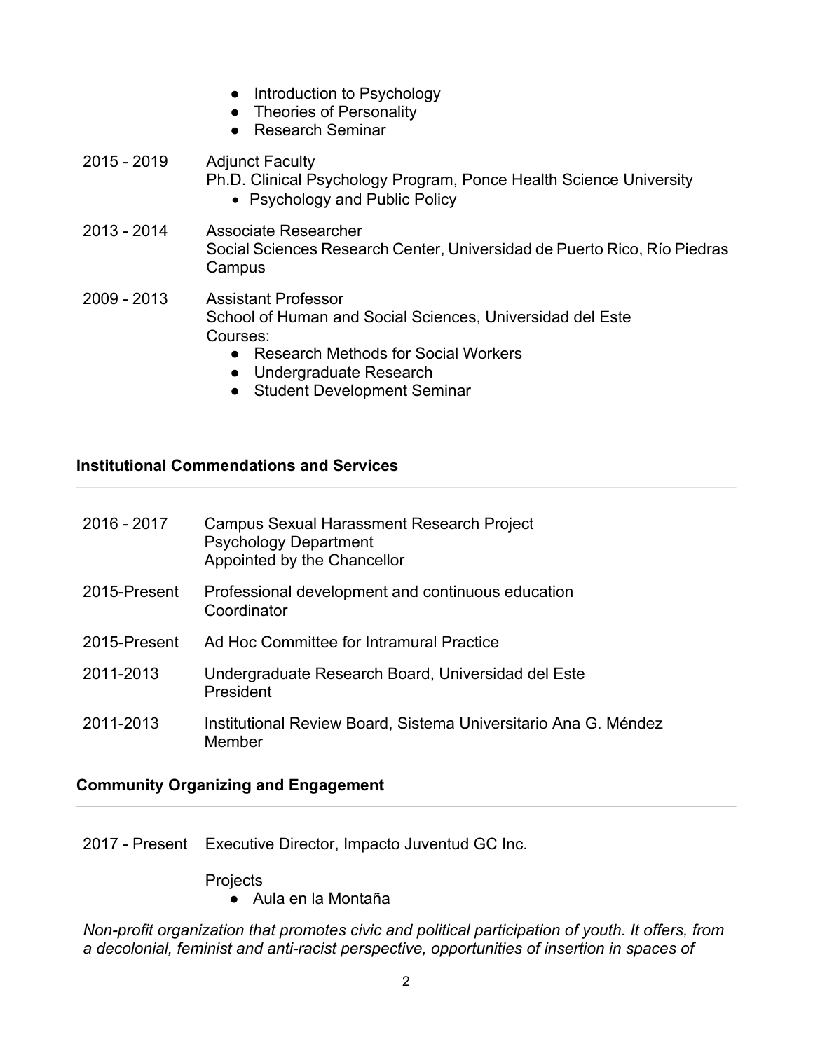- Introduction to Psychology
- Theories of Personality
- Research Seminar

2015 - 2019 Adjunct Faculty
Ph.D. Clinical Psychology Program, Ponce Health Science University
- Psychology and Public Policy

2013 - 2014 Associate Researcher
Social Sciences Research Center, Universidad de Puerto Rico, Río Piedras Campus

2009 - 2013 Assistant Professor
School of Human and Social Sciences, Universidad del Este
Courses:
- Research Methods for Social Workers
- Undergraduate Research
- Student Development Seminar

## Institutional Commendations and Services

2016 - 2017 Campus Sexual Harassment Research Project
Psychology Department
Appointed by the Chancellor

2015-Present Professional development and continuous education
Coordinator

2015-Present Ad Hoc Committee for Intramural Practice

2011-2013 Undergraduate Research Board, Universidad del Este
President

2011-2013 Institutional Review Board, Sistema Universitario Ana G. Méndez
Member

## Community Organizing and Engagement

2017 - Present Executive Director, Impacto Juventud GC Inc.

Projects
- Aula en la Montaña

*Non-profit organization that promotes civic and political participation of youth. It offers, from a decolonial, feminist and anti-racist perspective, opportunities of insertion in spaces of*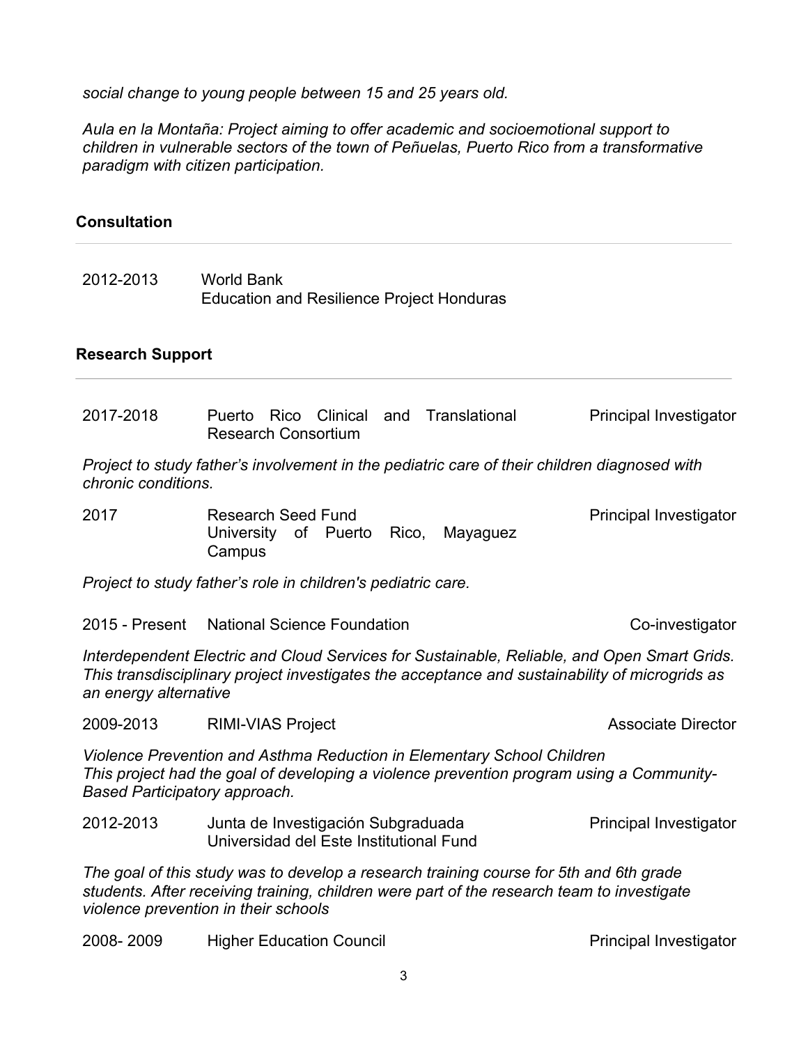*social change to young people between 15 and 25 years old.*

*Aula en la Montaña: Project aiming to offer academic and socioemotional support to children in vulnerable sectors of the town of Peñuelas, Puerto Rico from a transformative paradigm with citizen participation.*

## Consultation

2012-2013 World Bank
Education and Resilience Project Honduras

## Research Support

2017-2018 Puerto Rico Clinical and Translational Research Consortium — Principal Investigator

*Project to study father's involvement in the pediatric care of their children diagnosed with chronic conditions.*

2017 Research Seed Fund, University of Puerto Rico, Mayaguez Campus — Principal Investigator

*Project to study father's role in children's pediatric care.*

2015 - Present National Science Foundation — Co-investigator

*Interdependent Electric and Cloud Services for Sustainable, Reliable, and Open Smart Grids. This transdisciplinary project investigates the acceptance and sustainability of microgrids as an energy alternative*

2009-2013 RIMI-VIAS Project — Associate Director

*Violence Prevention and Asthma Reduction in Elementary School Children*
*This project had the goal of developing a violence prevention program using a Community-Based Participatory approach.*

2012-2013 Junta de Investigación Subgraduada, Universidad del Este Institutional Fund — Principal Investigator

*The goal of this study was to develop a research training course for 5th and 6th grade students. After receiving training, children were part of the research team to investigate violence prevention in their schools*

2008- 2009 Higher Education Council — Principal Investigator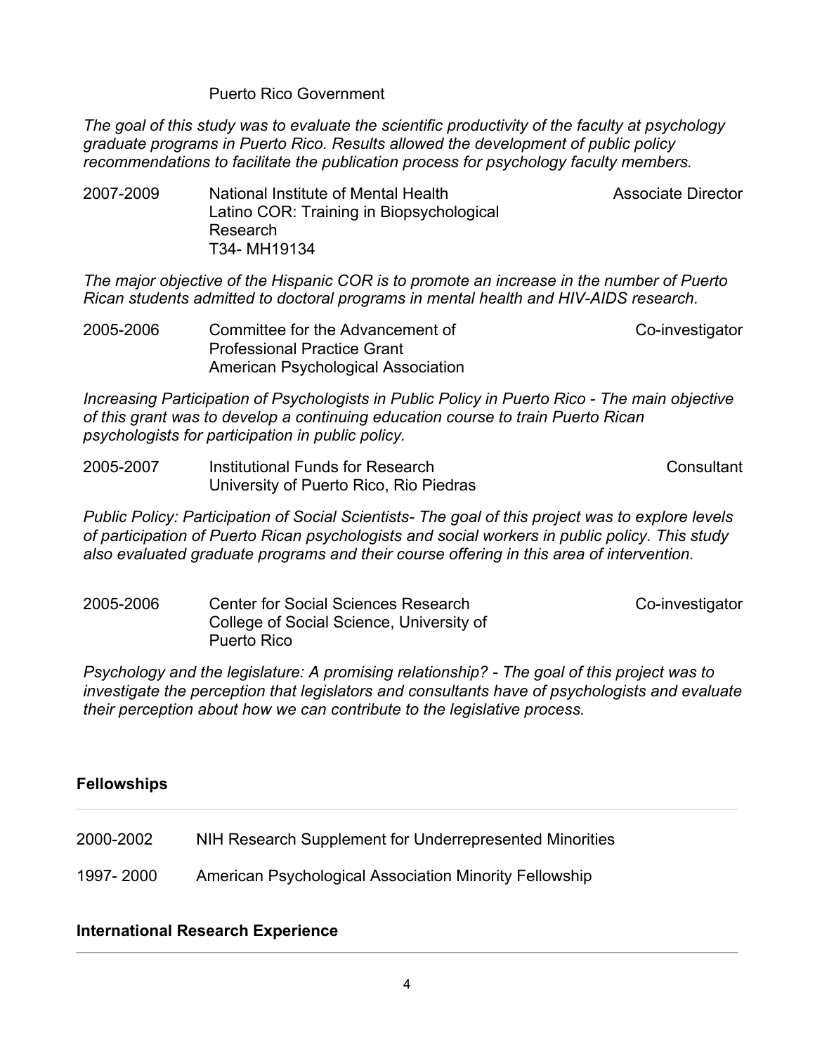Puerto Rico Government

*The goal of this study was to evaluate the scientific productivity of the faculty at psychology graduate programs in Puerto Rico. Results allowed the development of public policy recommendations to facilitate the publication process for psychology faculty members.*

2007-2009 National Institute of Mental Health — Associate Director
Latino COR: Training in Biopsychological Research
T34- MH19134

*The major objective of the Hispanic COR is to promote an increase in the number of Puerto Rican students admitted to doctoral programs in mental health and HIV-AIDS research.*

2005-2006 Committee for the Advancement of Professional Practice Grant — Co-investigator
American Psychological Association

*Increasing Participation of Psychologists in Public Policy in Puerto Rico - The main objective of this grant was to develop a continuing education course to train Puerto Rican psychologists for participation in public policy.*

2005-2007 Institutional Funds for Research — Consultant
University of Puerto Rico, Rio Piedras

*Public Policy: Participation of Social Scientists- The goal of this project was to explore levels of participation of Puerto Rican psychologists and social workers in public policy. This study also evaluated graduate programs and their course offering in this area of intervention.*

2005-2006 Center for Social Sciences Research — Co-investigator
College of Social Science, University of Puerto Rico

*Psychology and the legislature: A promising relationship? - The goal of this project was to investigate the perception that legislators and consultants have of psychologists and evaluate their perception about how we can contribute to the legislative process.*

## Fellowships

2000-2002 NIH Research Supplement for Underrepresented Minorities

1997- 2000 American Psychological Association Minority Fellowship

## International Research Experience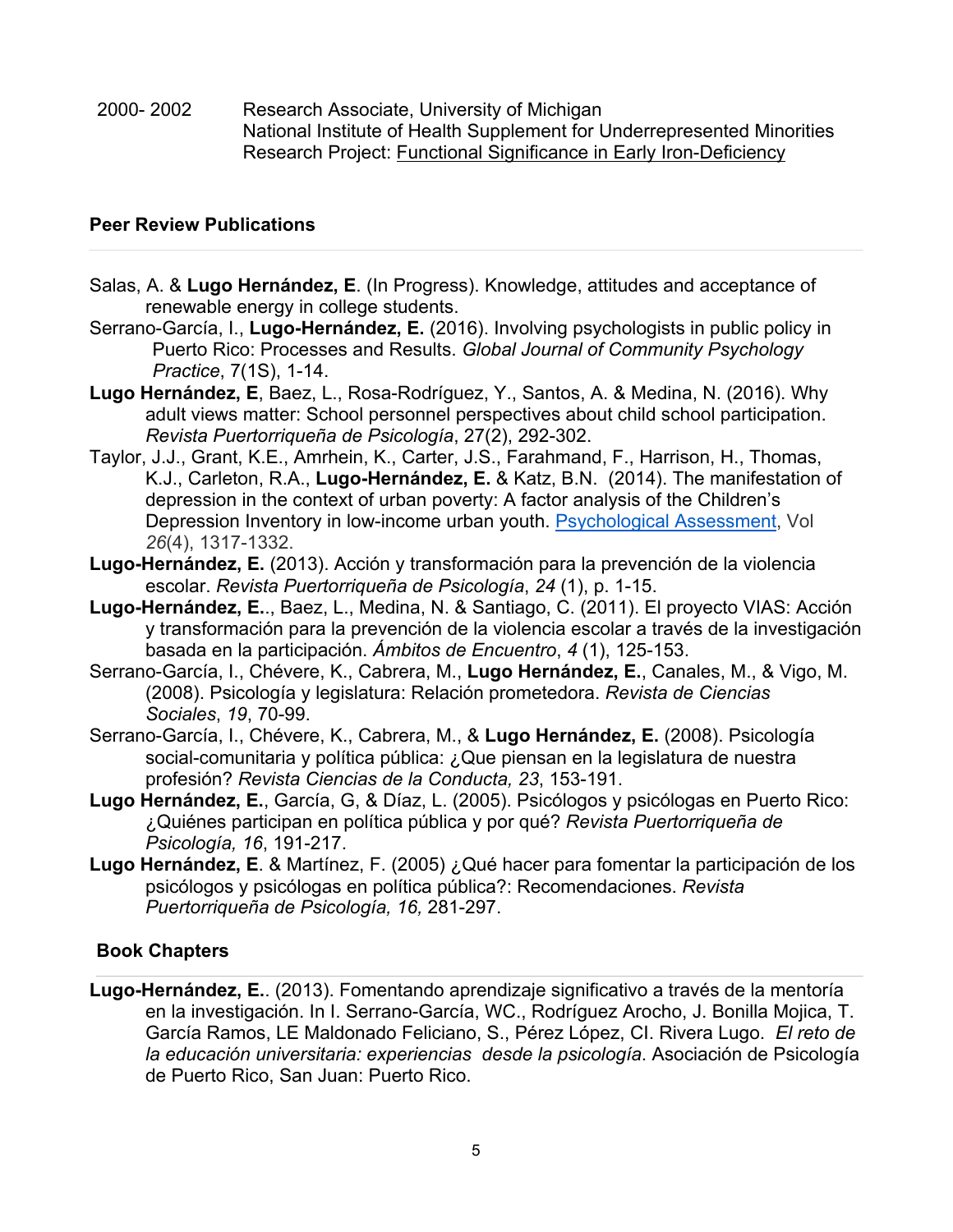2000- 2002 Research Associate, University of Michigan
National Institute of Health Supplement for Underrepresented Minorities
Research Project: Functional Significance in Early Iron-Deficiency

## Peer Review Publications

Salas, A. & **Lugo Hernández, E**. (In Progress). Knowledge, attitudes and acceptance of renewable energy in college students.

Serrano-García, I., **Lugo-Hernández, E.** (2016). Involving psychologists in public policy in Puerto Rico: Processes and Results. *Global Journal of Community Psychology Practice*, 7(1S), 1-14.

**Lugo Hernández, E**, Baez, L., Rosa-Rodríguez, Y., Santos, A. & Medina, N. (2016). Why adult views matter: School personnel perspectives about child school participation. *Revista Puertorriqueña de Psicología*, 27(2), 292-302.

Taylor, J.J., Grant, K.E., Amrhein, K., Carter, J.S., Farahmand, F., Harrison, H., Thomas, K.J., Carleton, R.A., **Lugo-Hernández, E.** & Katz, B.N. (2014). The manifestation of depression in the context of urban poverty: A factor analysis of the Children's Depression Inventory in low-income urban youth. Psychological Assessment, Vol *26*(4), 1317-1332.

**Lugo-Hernández, E.** (2013). Acción y transformación para la prevención de la violencia escolar. *Revista Puertorriqueña de Psicología*, *24* (1), p. 1-15.

**Lugo-Hernández, E.**., Baez, L., Medina, N. & Santiago, C. (2011). El proyecto VIAS: Acción y transformación para la prevención de la violencia escolar a través de la investigación basada en la participación. *Ámbitos de Encuentro*, *4* (1), 125-153.

Serrano-García, I., Chévere, K., Cabrera, M., **Lugo Hernández, E.**, Canales, M., & Vigo, M. (2008). Psicología y legislatura: Relación prometedora. *Revista de Ciencias Sociales*, *19*, 70-99.

Serrano-García, I., Chévere, K., Cabrera, M., & **Lugo Hernández, E.** (2008). Psicología social-comunitaria y política pública: ¿Que piensan en la legislatura de nuestra profesión? *Revista Ciencias de la Conducta, 23*, 153-191.

**Lugo Hernández, E.**, García, G, & Díaz, L. (2005). Psicólogos y psicólogas en Puerto Rico: ¿Quiénes participan en política pública y por qué? *Revista Puertorriqueña de Psicología, 16*, 191-217.

**Lugo Hernández, E**. & Martínez, F. (2005) ¿Qué hacer para fomentar la participación de los psicólogos y psicólogas en política pública?: Recomendaciones. *Revista Puertorriqueña de Psicología, 16,* 281-297.

## Book Chapters

**Lugo-Hernández, E.**. (2013). Fomentando aprendizaje significativo a través de la mentoría en la investigación. In I. Serrano-García, WC., Rodríguez Arocho, J. Bonilla Mojica, T. García Ramos, LE Maldonado Feliciano, S., Pérez López, CI. Rivera Lugo. *El reto de la educación universitaria: experiencias desde la psicología*. Asociación de Psicología de Puerto Rico, San Juan: Puerto Rico.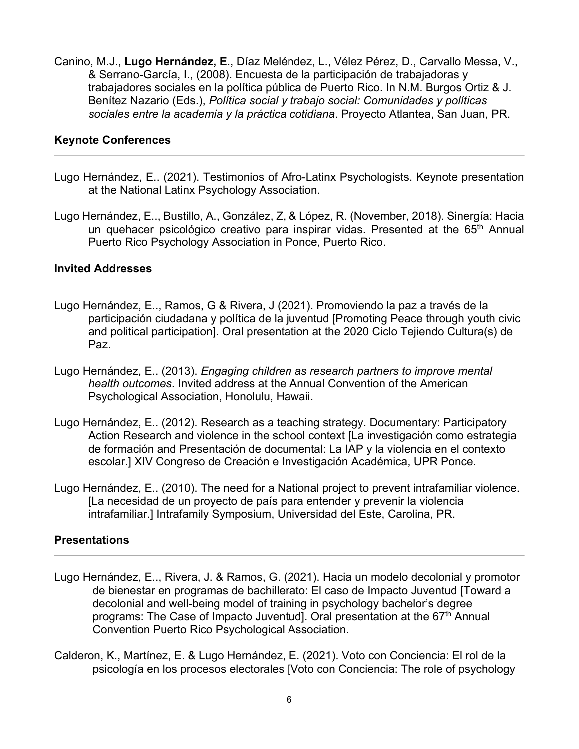Canino, M.J., **Lugo Hernández, E**., Díaz Meléndez, L., Vélez Pérez, D., Carvallo Messa, V., & Serrano-García, I., (2008). Encuesta de la participación de trabajadoras y trabajadores sociales en la política pública de Puerto Rico. In N.M. Burgos Ortiz & J. Benítez Nazario (Eds.), *Política social y trabajo social: Comunidades y políticas sociales entre la academia y la práctica cotidiana*. Proyecto Atlantea, San Juan, PR.

### Keynote Conferences

Lugo Hernández, E.. (2021). Testimonios of Afro-Latinx Psychologists. Keynote presentation at the National Latinx Psychology Association.

Lugo Hernández, E.., Bustillo, A., González, Z, & López, R. (November, 2018). Sinergía: Hacia un quehacer psicológico creativo para inspirar vidas. Presented at the 65th Annual Puerto Rico Psychology Association in Ponce, Puerto Rico.

### Invited Addresses

Lugo Hernández, E.., Ramos, G & Rivera, J (2021). Promoviendo la paz a través de la participación ciudadana y política de la juventud [Promoting Peace through youth civic and political participation]. Oral presentation at the 2020 Ciclo Tejiendo Cultura(s) de Paz.

Lugo Hernández, E.. (2013). *Engaging children as research partners to improve mental health outcomes*. Invited address at the Annual Convention of the American Psychological Association, Honolulu, Hawaii.

Lugo Hernández, E.. (2012). Research as a teaching strategy. Documentary: Participatory Action Research and violence in the school context [La investigación como estrategia de formación and Presentación de documental: La IAP y la violencia en el contexto escolar.] XIV Congreso de Creación e Investigación Académica, UPR Ponce.

Lugo Hernández, E.. (2010). The need for a National project to prevent intrafamiliar violence. [La necesidad de un proyecto de país para entender y prevenir la violencia intrafamiliar.] Intrafamily Symposium, Universidad del Este, Carolina, PR.

### Presentations

Lugo Hernández, E.., Rivera, J. & Ramos, G. (2021). Hacia un modelo decolonial y promotor de bienestar en programas de bachillerato: El caso de Impacto Juventud [Toward a decolonial and well-being model of training in psychology bachelor's degree programs: The Case of Impacto Juventud]. Oral presentation at the 67th Annual Convention Puerto Rico Psychological Association.

Calderon, K., Martínez, E. & Lugo Hernández, E. (2021). Voto con Conciencia: El rol de la psicología en los procesos electorales [Voto con Conciencia: The role of psychology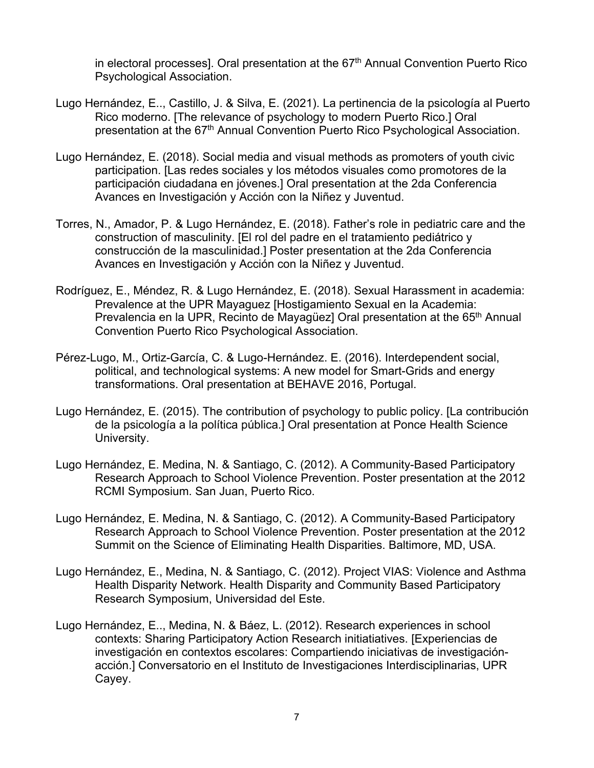in electoral processes]. Oral presentation at the 67th Annual Convention Puerto Rico Psychological Association.

Lugo Hernández, E.., Castillo, J. & Silva, E. (2021). La pertinencia de la psicología al Puerto Rico moderno. [The relevance of psychology to modern Puerto Rico.] Oral presentation at the 67th Annual Convention Puerto Rico Psychological Association.

Lugo Hernández, E. (2018). Social media and visual methods as promoters of youth civic participation. [Las redes sociales y los métodos visuales como promotores de la participación ciudadana en jóvenes.] Oral presentation at the 2da Conferencia Avances en Investigación y Acción con la Niñez y Juventud.

Torres, N., Amador, P. & Lugo Hernández, E. (2018). Father's role in pediatric care and the construction of masculinity. [El rol del padre en el tratamiento pediátrico y construcción de la masculinidad.] Poster presentation at the 2da Conferencia Avances en Investigación y Acción con la Niñez y Juventud.

Rodríguez, E., Méndez, R. & Lugo Hernández, E. (2018). Sexual Harassment in academia: Prevalence at the UPR Mayaguez [Hostigamiento Sexual en la Academia: Prevalencia en la UPR, Recinto de Mayagüez] Oral presentation at the 65th Annual Convention Puerto Rico Psychological Association.

Pérez-Lugo, M., Ortiz-García, C. & Lugo-Hernández. E. (2016). Interdependent social, political, and technological systems: A new model for Smart-Grids and energy transformations. Oral presentation at BEHAVE 2016, Portugal.

Lugo Hernández, E. (2015). The contribution of psychology to public policy. [La contribución de la psicología a la política pública.] Oral presentation at Ponce Health Science University.

Lugo Hernández, E. Medina, N. & Santiago, C. (2012). A Community-Based Participatory Research Approach to School Violence Prevention. Poster presentation at the 2012 RCMI Symposium. San Juan, Puerto Rico.

Lugo Hernández, E. Medina, N. & Santiago, C. (2012). A Community-Based Participatory Research Approach to School Violence Prevention. Poster presentation at the 2012 Summit on the Science of Eliminating Health Disparities. Baltimore, MD, USA.

Lugo Hernández, E., Medina, N. & Santiago, C. (2012). Project VIAS: Violence and Asthma Health Disparity Network. Health Disparity and Community Based Participatory Research Symposium, Universidad del Este.

Lugo Hernández, E.., Medina, N. & Báez, L. (2012). Research experiences in school contexts: Sharing Participatory Action Research initiatiatives. [Experiencias de investigación en contextos escolares: Compartiendo iniciativas de investigación-acción.] Conversatorio en el Instituto de Investigaciones Interdisciplinarias, UPR Cayey.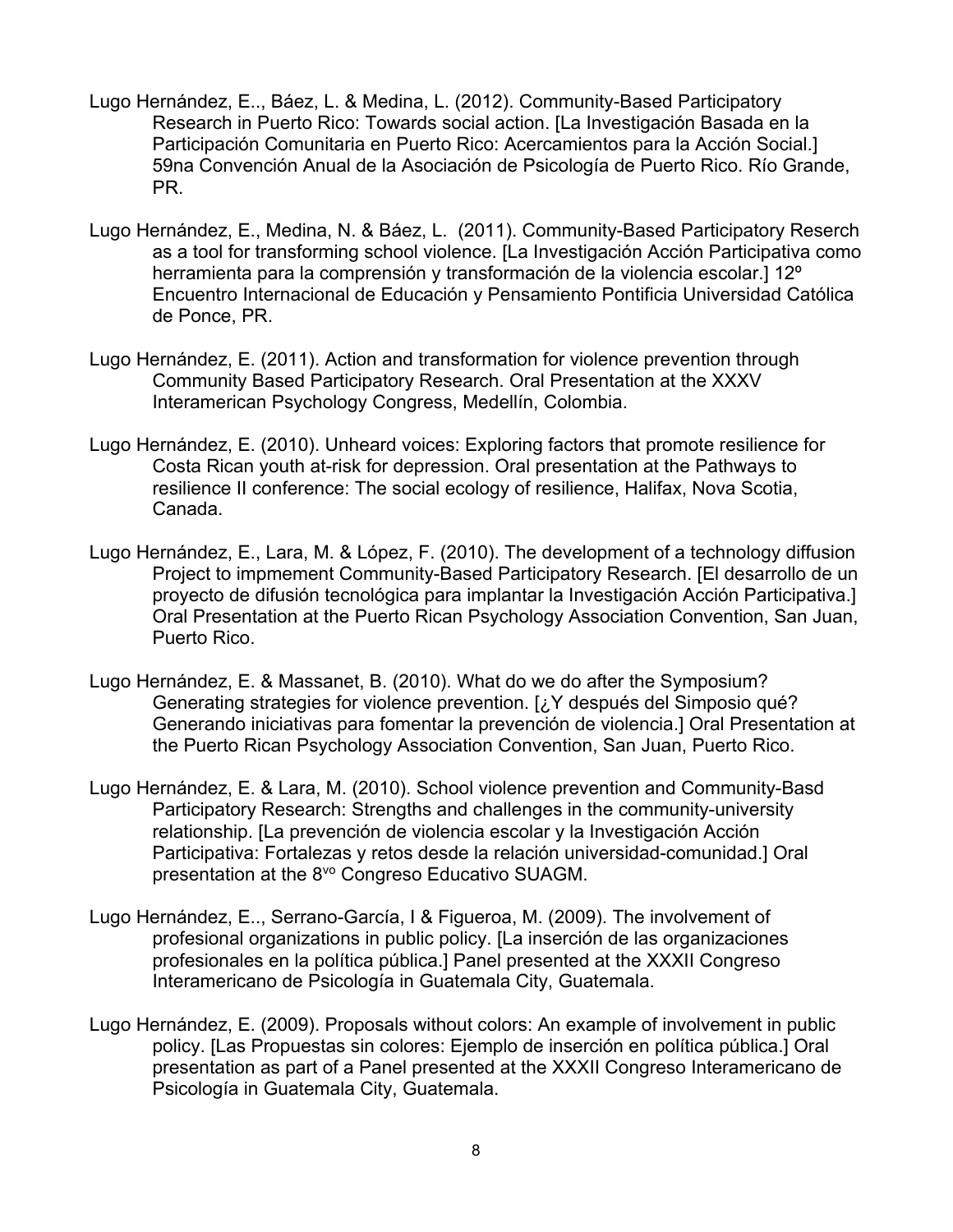Lugo Hernández, E.., Báez, L. & Medina, L. (2012). Community-Based Participatory Research in Puerto Rico: Towards social action. [La Investigación Basada en la Participación Comunitaria en Puerto Rico: Acercamientos para la Acción Social.] 59na Convención Anual de la Asociación de Psicología de Puerto Rico. Río Grande, PR.

Lugo Hernández, E., Medina, N. & Báez, L. (2011). Community-Based Participatory Reserch as a tool for transforming school violence. [La Investigación Acción Participativa como herramienta para la comprensión y transformación de la violencia escolar.] 12º Encuentro Internacional de Educación y Pensamiento Pontificia Universidad Católica de Ponce, PR.

Lugo Hernández, E. (2011). Action and transformation for violence prevention through Community Based Participatory Research. Oral Presentation at the XXXV Interamerican Psychology Congress, Medellín, Colombia.

Lugo Hernández, E. (2010). Unheard voices: Exploring factors that promote resilience for Costa Rican youth at-risk for depression. Oral presentation at the Pathways to resilience II conference: The social ecology of resilience, Halifax, Nova Scotia, Canada.

Lugo Hernández, E., Lara, M. & López, F. (2010). The development of a technology diffusion Project to impmement Community-Based Participatory Research. [El desarrollo de un proyecto de difusión tecnológica para implantar la Investigación Acción Participativa.] Oral Presentation at the Puerto Rican Psychology Association Convention, San Juan, Puerto Rico.

Lugo Hernández, E. & Massanet, B. (2010). What do we do after the Symposium? Generating strategies for violence prevention. [¿Y después del Simposio qué? Generando iniciativas para fomentar la prevención de violencia.] Oral Presentation at the Puerto Rican Psychology Association Convention, San Juan, Puerto Rico.

Lugo Hernández, E. & Lara, M. (2010). School violence prevention and Community-Basd Participatory Research: Strengths and challenges in the community-university relationship. [La prevención de violencia escolar y la Investigación Acción Participativa: Fortalezas y retos desde la relación universidad-comunidad.] Oral presentation at the 8vo Congreso Educativo SUAGM.

Lugo Hernández, E.., Serrano-García, I & Figueroa, M. (2009). The involvement of profesional organizations in public policy. [La inserción de las organizaciones profesionales en la política pública.] Panel presented at the XXXII Congreso Interamericano de Psicología in Guatemala City, Guatemala.

Lugo Hernández, E. (2009). Proposals without colors: An example of involvement in public policy. [Las Propuestas sin colores: Ejemplo de inserción en política pública.] Oral presentation as part of a Panel presented at the XXXII Congreso Interamericano de Psicología in Guatemala City, Guatemala.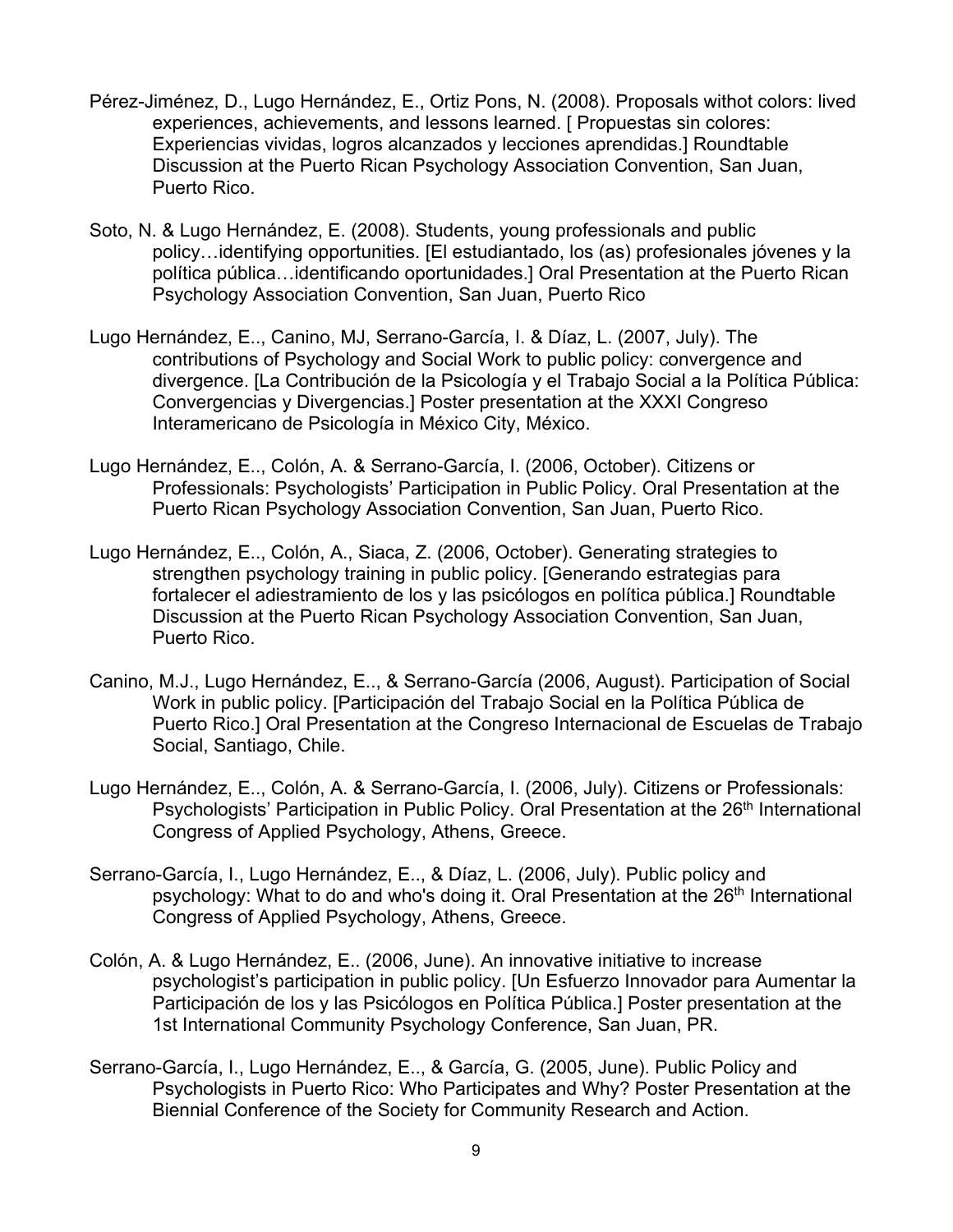Pérez-Jiménez, D., Lugo Hernández, E., Ortiz Pons, N. (2008). Proposals withot colors: lived experiences, achievements, and lessons learned. [ Propuestas sin colores: Experiencias vividas, logros alcanzados y lecciones aprendidas.] Roundtable Discussion at the Puerto Rican Psychology Association Convention, San Juan, Puerto Rico.

Soto, N. & Lugo Hernández, E. (2008). Students, young professionals and public policy…identifying opportunities. [El estudiantado, los (as) profesionales jóvenes y la política pública…identificando oportunidades.] Oral Presentation at the Puerto Rican Psychology Association Convention, San Juan, Puerto Rico

Lugo Hernández, E.., Canino, MJ, Serrano-García, I. & Díaz, L. (2007, July). The contributions of Psychology and Social Work to public policy: convergence and divergence. [La Contribución de la Psicología y el Trabajo Social a la Política Pública: Convergencias y Divergencias.] Poster presentation at the XXXI Congreso Interamericano de Psicología in México City, México.

Lugo Hernández, E.., Colón, A. & Serrano-García, I. (2006, October). Citizens or Professionals: Psychologists' Participation in Public Policy. Oral Presentation at the Puerto Rican Psychology Association Convention, San Juan, Puerto Rico.

Lugo Hernández, E.., Colón, A., Siaca, Z. (2006, October). Generating strategies to strengthen psychology training in public policy. [Generando estrategias para fortalecer el adiestramiento de los y las psicólogos en política pública.] Roundtable Discussion at the Puerto Rican Psychology Association Convention, San Juan, Puerto Rico.

Canino, M.J., Lugo Hernández, E.., & Serrano-García (2006, August). Participation of Social Work in public policy. [Participación del Trabajo Social en la Política Pública de Puerto Rico.] Oral Presentation at the Congreso Internacional de Escuelas de Trabajo Social, Santiago, Chile.

Lugo Hernández, E.., Colón, A. & Serrano-García, I. (2006, July). Citizens or Professionals: Psychologists' Participation in Public Policy. Oral Presentation at the 26th International Congress of Applied Psychology, Athens, Greece.

Serrano-García, I., Lugo Hernández, E.., & Díaz, L. (2006, July). Public policy and psychology: What to do and who's doing it. Oral Presentation at the 26th International Congress of Applied Psychology, Athens, Greece.

Colón, A. & Lugo Hernández, E.. (2006, June). An innovative initiative to increase psychologist's participation in public policy. [Un Esfuerzo Innovador para Aumentar la Participación de los y las Psicólogos en Política Pública.] Poster presentation at the 1st International Community Psychology Conference, San Juan, PR.

Serrano-García, I., Lugo Hernández, E.., & García, G. (2005, June). Public Policy and Psychologists in Puerto Rico: Who Participates and Why? Poster Presentation at the Biennial Conference of the Society for Community Research and Action.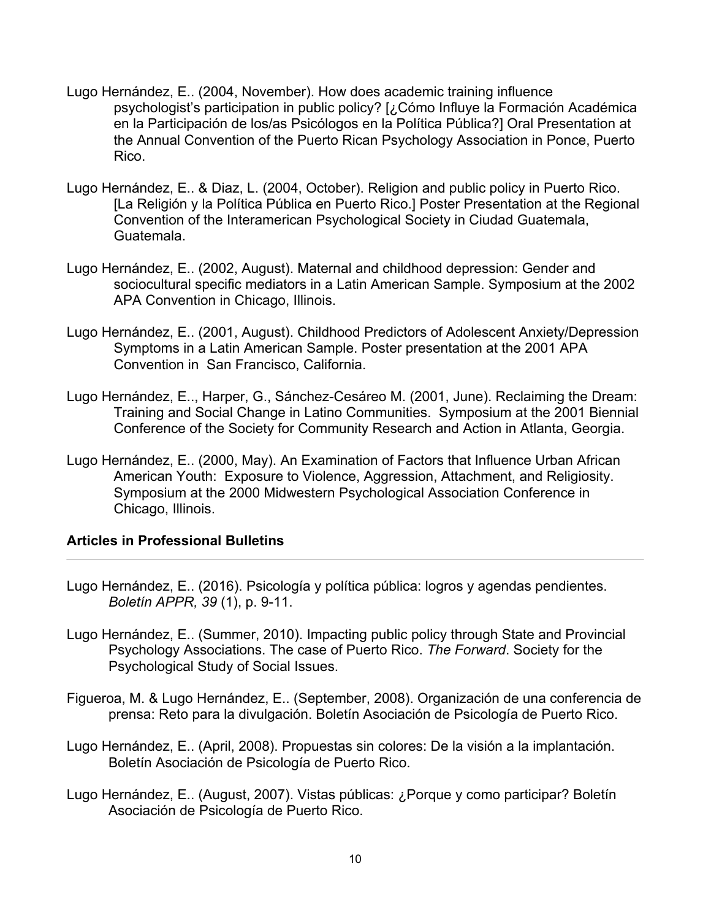Lugo Hernández, E.. (2004, November). How does academic training influence psychologist's participation in public policy? [¿Cómo Influye la Formación Académica en la Participación de los/as Psicólogos en la Política Pública?] Oral Presentation at the Annual Convention of the Puerto Rican Psychology Association in Ponce, Puerto Rico.

Lugo Hernández, E.. & Diaz, L. (2004, October). Religion and public policy in Puerto Rico. [La Religión y la Política Pública en Puerto Rico.] Poster Presentation at the Regional Convention of the Interamerican Psychological Society in Ciudad Guatemala, Guatemala.

Lugo Hernández, E.. (2002, August). Maternal and childhood depression: Gender and sociocultural specific mediators in a Latin American Sample. Symposium at the 2002 APA Convention in Chicago, Illinois.

Lugo Hernández, E.. (2001, August). Childhood Predictors of Adolescent Anxiety/Depression Symptoms in a Latin American Sample. Poster presentation at the 2001 APA Convention in San Francisco, California.

Lugo Hernández, E.., Harper, G., Sánchez-Cesáreo M. (2001, June). Reclaiming the Dream: Training and Social Change in Latino Communities. Symposium at the 2001 Biennial Conference of the Society for Community Research and Action in Atlanta, Georgia.

Lugo Hernández, E.. (2000, May). An Examination of Factors that Influence Urban African American Youth: Exposure to Violence, Aggression, Attachment, and Religiosity. Symposium at the 2000 Midwestern Psychological Association Conference in Chicago, Illinois.

### Articles in Professional Bulletins

---

Lugo Hernández, E.. (2016). Psicología y política pública: logros y agendas pendientes. *Boletín APPR, 39* (1), p. 9-11.

Lugo Hernández, E.. (Summer, 2010). Impacting public policy through State and Provincial Psychology Associations. The case of Puerto Rico. *The Forward*. Society for the Psychological Study of Social Issues.

Figueroa, M. & Lugo Hernández, E.. (September, 2008). Organización de una conferencia de prensa: Reto para la divulgación. Boletín Asociación de Psicología de Puerto Rico.

Lugo Hernández, E.. (April, 2008). Propuestas sin colores: De la visión a la implantación. Boletín Asociación de Psicología de Puerto Rico.

Lugo Hernández, E.. (August, 2007). Vistas públicas: ¿Porque y como participar? Boletín Asociación de Psicología de Puerto Rico.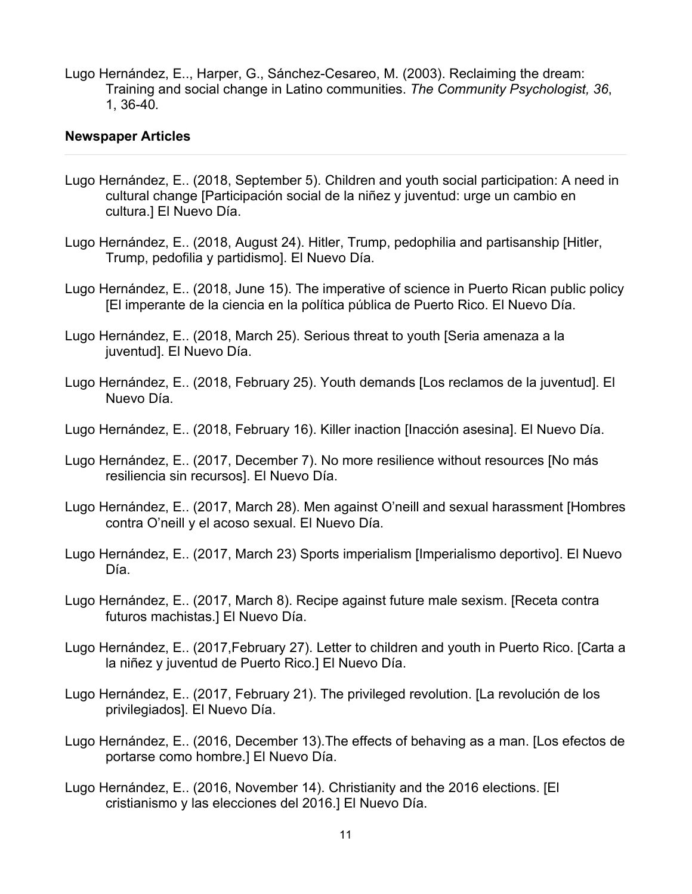Lugo Hernández, E.., Harper, G., Sánchez-Cesareo, M. (2003). Reclaiming the dream: Training and social change in Latino communities. *The Community Psychologist, 36*, 1, 36-40.

**Newspaper Articles**

---

Lugo Hernández, E.. (2018, September 5). Children and youth social participation: A need in cultural change [Participación social de la niñez y juventud: urge un cambio en cultura.] El Nuevo Día.

Lugo Hernández, E.. (2018, August 24). Hitler, Trump, pedophilia and partisanship [Hitler, Trump, pedofilia y partidismo]. El Nuevo Día.

Lugo Hernández, E.. (2018, June 15). The imperative of science in Puerto Rican public policy [El imperante de la ciencia en la política pública de Puerto Rico. El Nuevo Día.

Lugo Hernández, E.. (2018, March 25). Serious threat to youth [Seria amenaza a la juventud]. El Nuevo Día.

Lugo Hernández, E.. (2018, February 25). Youth demands [Los reclamos de la juventud]. El Nuevo Día.

Lugo Hernández, E.. (2018, February 16). Killer inaction [Inacción asesina]. El Nuevo Día.

Lugo Hernández, E.. (2017, December 7). No more resilience without resources [No más resiliencia sin recursos]. El Nuevo Día.

Lugo Hernández, E.. (2017, March 28). Men against O'neill and sexual harassment [Hombres contra O'neill y el acoso sexual. El Nuevo Día.

Lugo Hernández, E.. (2017, March 23) Sports imperialism [Imperialismo deportivo]. El Nuevo Día.

Lugo Hernández, E.. (2017, March 8). Recipe against future male sexism. [Receta contra futuros machistas.] El Nuevo Día.

Lugo Hernández, E.. (2017,February 27). Letter to children and youth in Puerto Rico. [Carta a la niñez y juventud de Puerto Rico.] El Nuevo Día.

Lugo Hernández, E.. (2017, February 21). The privileged revolution. [La revolución de los privilegiados]. El Nuevo Día.

Lugo Hernández, E.. (2016, December 13).The effects of behaving as a man. [Los efectos de portarse como hombre.] El Nuevo Día.

Lugo Hernández, E.. (2016, November 14). Christianity and the 2016 elections. [El cristianismo y las elecciones del 2016.] El Nuevo Día.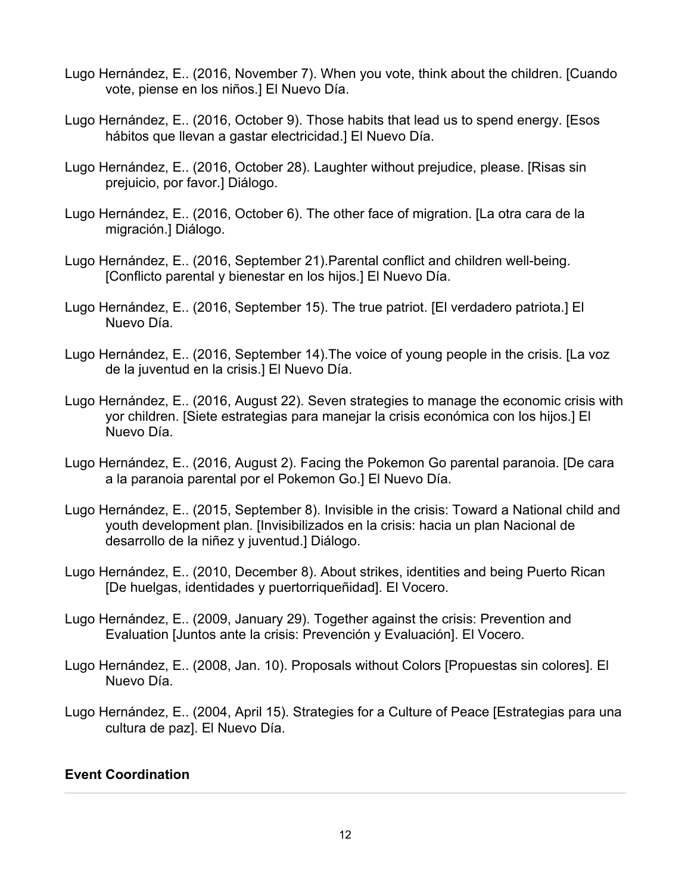Lugo Hernández, E.. (2016, November 7). When you vote, think about the children. [Cuando vote, piense en los niños.] El Nuevo Día.

Lugo Hernández, E.. (2016, October 9). Those habits that lead us to spend energy. [Esos hábitos que llevan a gastar electricidad.] El Nuevo Día.

Lugo Hernández, E.. (2016, October 28). Laughter without prejudice, please. [Risas sin prejuicio, por favor.] Diálogo.

Lugo Hernández, E.. (2016, October 6). The other face of migration. [La otra cara de la migración.] Diálogo.

Lugo Hernández, E.. (2016, September 21).Parental conflict and children well-being. [Conflicto parental y bienestar en los hijos.] El Nuevo Día.

Lugo Hernández, E.. (2016, September 15). The true patriot. [El verdadero patriota.] El Nuevo Día.

Lugo Hernández, E.. (2016, September 14).The voice of young people in the crisis. [La voz de la juventud en la crisis.] El Nuevo Día.

Lugo Hernández, E.. (2016, August 22). Seven strategies to manage the economic crisis with yor children. [Siete estrategias para manejar la crisis económica con los hijos.] El Nuevo Día.

Lugo Hernández, E.. (2016, August 2). Facing the Pokemon Go parental paranoia. [De cara a la paranoia parental por el Pokemon Go.] El Nuevo Día.

Lugo Hernández, E.. (2015, September 8). Invisible in the crisis: Toward a National child and youth development plan. [Invisibilizados en la crisis: hacia un plan Nacional de desarrollo de la niñez y juventud.] Diálogo.

Lugo Hernández, E.. (2010, December 8). About strikes, identities and being Puerto Rican [De huelgas, identidades y puertorriqueñidad]. El Vocero.

Lugo Hernández, E.. (2009, January 29). Together against the crisis: Prevention and Evaluation [Juntos ante la crisis: Prevención y Evaluación]. El Vocero.

Lugo Hernández, E.. (2008, Jan. 10). Proposals without Colors [Propuestas sin colores]. El Nuevo Día.

Lugo Hernández, E.. (2004, April 15). Strategies for a Culture of Peace [Estrategias para una cultura de paz]. El Nuevo Día.

## Event Coordination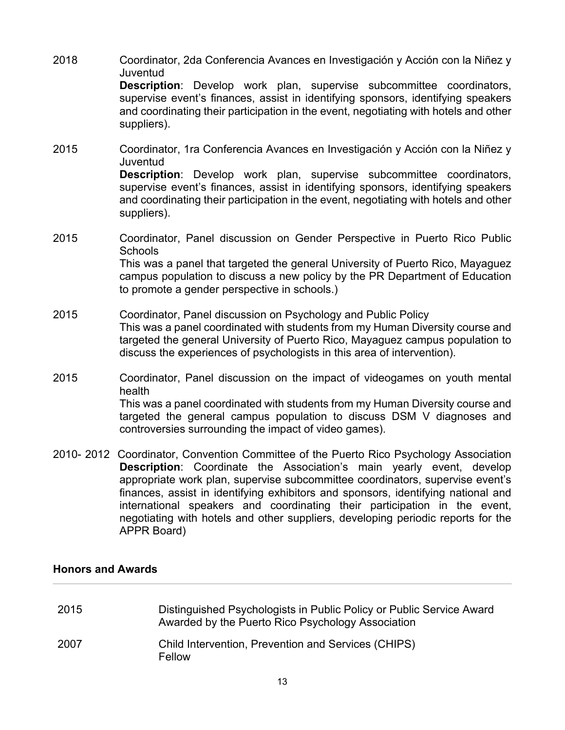2018 Coordinator, 2da Conferencia Avances en Investigación y Acción con la Niñez y Juventud
**Description**: Develop work plan, supervise subcommittee coordinators, supervise event's finances, assist in identifying sponsors, identifying speakers and coordinating their participation in the event, negotiating with hotels and other suppliers).

2015 Coordinator, 1ra Conferencia Avances en Investigación y Acción con la Niñez y Juventud
**Description**: Develop work plan, supervise subcommittee coordinators, supervise event's finances, assist in identifying sponsors, identifying speakers and coordinating their participation in the event, negotiating with hotels and other suppliers).

2015 Coordinator, Panel discussion on Gender Perspective in Puerto Rico Public Schools
This was a panel that targeted the general University of Puerto Rico, Mayaguez campus population to discuss a new policy by the PR Department of Education to promote a gender perspective in schools.)

2015 Coordinator, Panel discussion on Psychology and Public Policy
This was a panel coordinated with students from my Human Diversity course and targeted the general University of Puerto Rico, Mayaguez campus population to discuss the experiences of psychologists in this area of intervention).

2015 Coordinator, Panel discussion on the impact of videogames on youth mental health
This was a panel coordinated with students from my Human Diversity course and targeted the general campus population to discuss DSM V diagnoses and controversies surrounding the impact of video games).

2010- 2012 Coordinator, Convention Committee of the Puerto Rico Psychology Association
**Description**: Coordinate the Association's main yearly event, develop appropriate work plan, supervise subcommittee coordinators, supervise event's finances, assist in identifying exhibitors and sponsors, identifying national and international speakers and coordinating their participation in the event, negotiating with hotels and other suppliers, developing periodic reports for the APPR Board)

### Honors and Awards

2015 Distinguished Psychologists in Public Policy or Public Service Award
Awarded by the Puerto Rico Psychology Association

2007 Child Intervention, Prevention and Services (CHIPS)
Fellow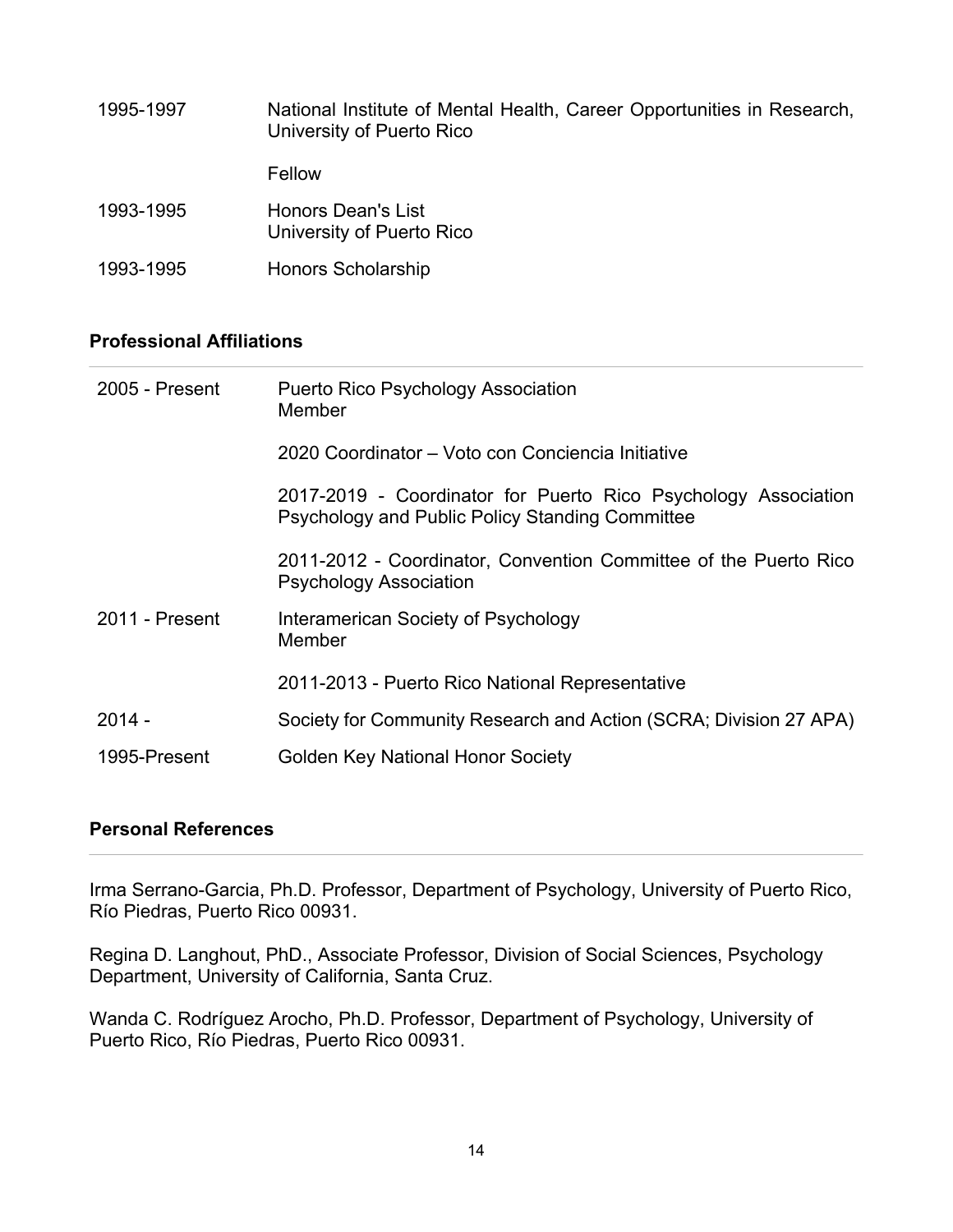| | |
|---|---|
| 1995-1997 | National Institute of Mental Health, Career Opportunities in Research, University of Puerto Rico<br><br>Fellow |
| 1993-1995 | Honors Dean's List<br>University of Puerto Rico |
| 1993-1995 | Honors Scholarship |

## Professional Affiliations

| | |
|---|---|
| 2005 - Present | Puerto Rico Psychology Association<br>Member<br><br>2020 Coordinator – Voto con Conciencia Initiative<br><br>2017-2019 - Coordinator for Puerto Rico Psychology Association Psychology and Public Policy Standing Committee<br><br>2011-2012 - Coordinator, Convention Committee of the Puerto Rico Psychology Association |
| 2011 - Present | Interamerican Society of Psychology<br>Member<br><br>2011-2013 - Puerto Rico National Representative |
| 2014 - | Society for Community Research and Action (SCRA; Division 27 APA) |
| 1995-Present | Golden Key National Honor Society |

## Personal References

Irma Serrano-Garcia, Ph.D. Professor, Department of Psychology, University of Puerto Rico, Río Piedras, Puerto Rico 00931.

Regina D. Langhout, PhD., Associate Professor, Division of Social Sciences, Psychology Department, University of California, Santa Cruz.

Wanda C. Rodríguez Arocho, Ph.D. Professor, Department of Psychology, University of Puerto Rico, Río Piedras, Puerto Rico 00931.